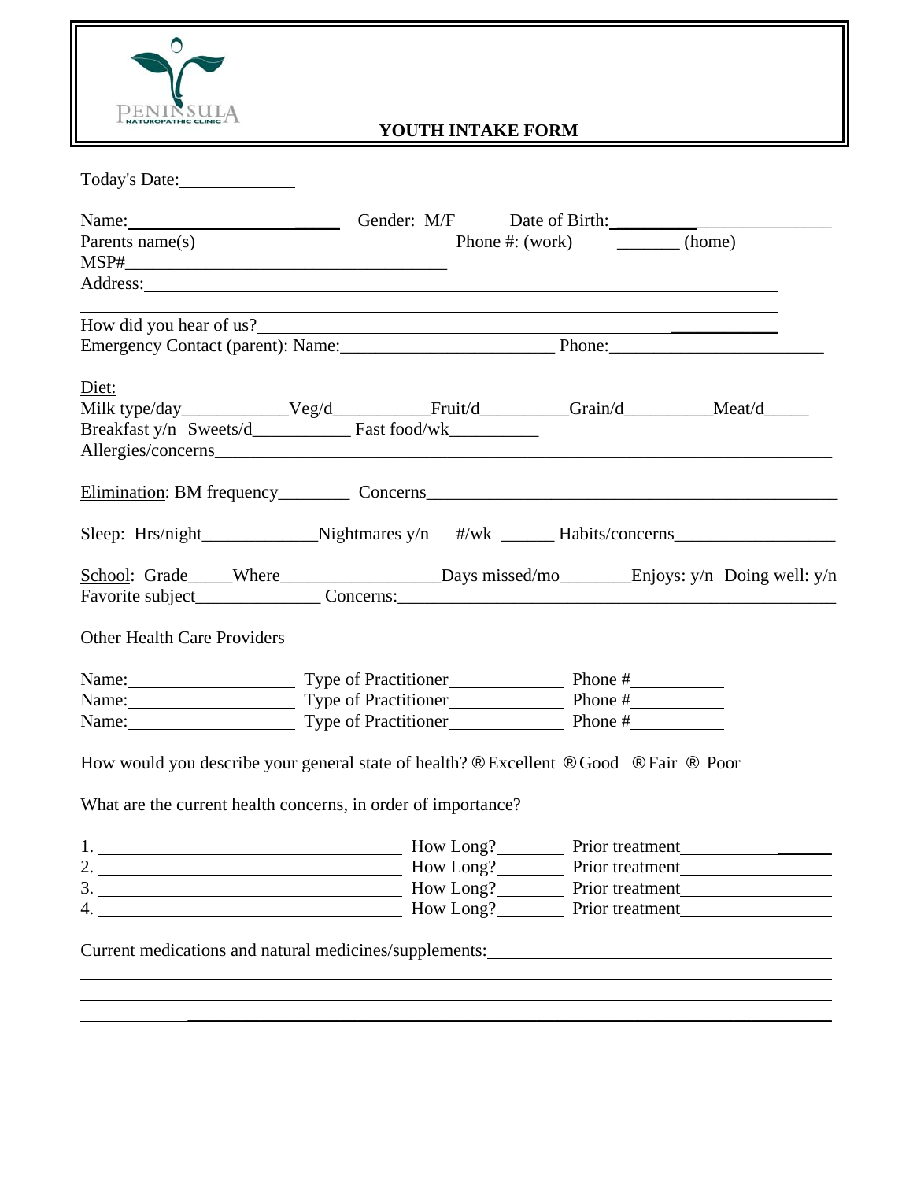PENINSULA NATUROPATHIC CLINIC

# YOUTH INTAKE FORM

Today's Date:______________

Name:______________________ Gender: M/F Date of Birth:______________________
Parents name(s) ____________________________ Phone #: (work)____________ (home)___________
MSP#____________________________________
Address:________________________________________________________________________
________________________________________________________________________________
How did you hear of us?___________________________________________________________
Emergency Contact (parent): Name:________________________ Phone:________________________

Diet:
Milk type/day____________Veg/d___________Fruit/d__________Grain/d__________Meat/d_____
Breakfast y/n Sweets/d___________ Fast food/wk__________
Allergies/concerns_________________________________________________________________

Elimination: BM frequency________ Concerns_______________________________________________

Sleep: Hrs/night_____________Nightmares y/n #/wk ______ Habits/concerns__________________

School: Grade_____Where__________________Days missed/mo________Enjoys: y/n Doing well: y/n
Favorite subject______________ Concerns:___________________________________________________

Other Health Care Providers

Name:____________________ Type of Practitioner_____________ Phone #___________
Name:____________________ Type of Practitioner_____________ Phone #___________
Name:____________________ Type of Practitioner_____________ Phone #___________

How would you describe your general state of health? ® Excellent ® Good ® Fair ® Poor

What are the current health concerns, in order of importance?

1. ____________________________________ How Long?________ Prior treatment__________________
2. ____________________________________ How Long?________ Prior treatment__________________
3. ____________________________________ How Long?________ Prior treatment__________________
4. ____________________________________ How Long?________ Prior treatment__________________

Current medications and natural medicines/supplements:______________________________________
________________________________________________________________________________
________________________________________________________________________________
________________________________________________________________________________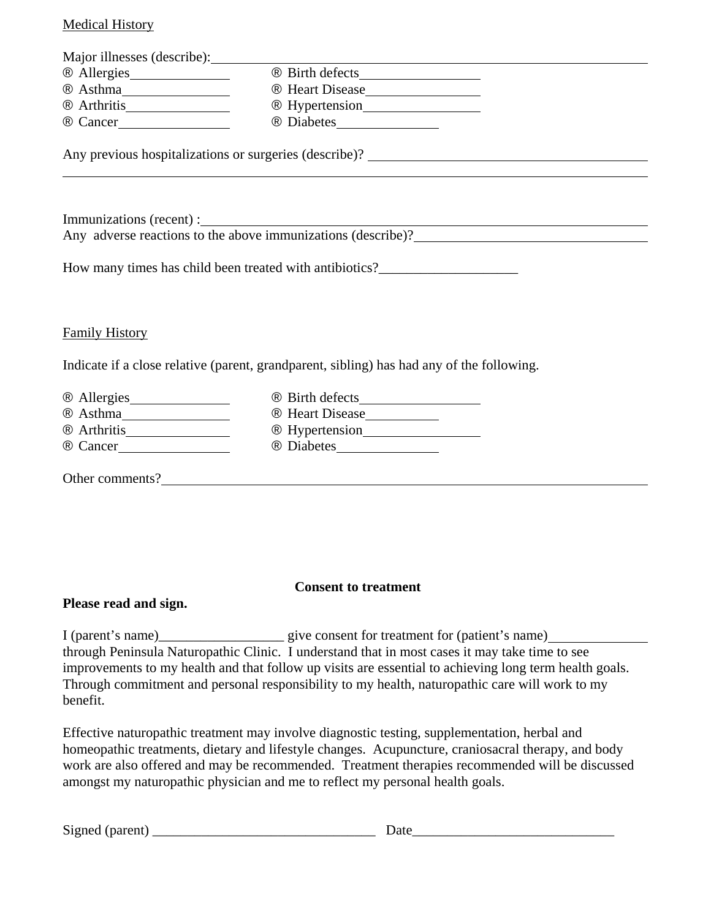Medical History

Major illnesses (describe):\_\_\_\_\_\_\_\_\_\_\_\_\_\_\_\_\_\_\_\_\_\_\_\_\_\_\_\_\_\_\_\_\_\_\_\_\_\_\_\_\_\_\_\_\_\_\_\_\_\_\_\_\_

| | |
|---|---|
| ® Allergies\_\_\_\_\_\_\_\_\_\_\_\_\_\_ | ® Birth defects\_\_\_\_\_\_\_\_\_\_\_\_\_\_\_\_ |
| ® Asthma\_\_\_\_\_\_\_\_\_\_\_\_\_\_\_ | ® Heart Disease\_\_\_\_\_\_\_\_\_\_\_\_\_\_\_\_ |
| ® Arthritis\_\_\_\_\_\_\_\_\_\_\_\_\_\_ | ® Hypertension\_\_\_\_\_\_\_\_\_\_\_\_\_\_\_\_ |
| ® Cancer\_\_\_\_\_\_\_\_\_\_\_\_\_\_\_\_ | ® Diabetes\_\_\_\_\_\_\_\_\_\_\_\_\_\_ |

Any previous hospitalizations or surgeries (describe)? \_\_\_\_\_\_\_\_\_\_\_\_\_\_\_\_\_\_\_\_\_\_\_\_\_\_\_\_\_\_\_\_\_\_\_\_\_\_\_\_

\_\_\_\_\_\_\_\_\_\_\_\_\_\_\_\_\_\_\_\_\_\_\_\_\_\_\_\_\_\_\_\_\_\_\_\_\_\_\_\_\_\_\_\_\_\_\_\_\_\_\_\_\_\_\_\_\_\_\_\_\_\_\_\_\_\_\_\_\_\_\_\_\_\_\_\_\_\_\_\_\_\_\_\_\_\_\_\_\_\_\_\_

Immunizations (recent) :\_\_\_\_\_\_\_\_\_\_\_\_\_\_\_\_\_\_\_\_\_\_\_\_\_\_\_\_\_\_\_\_\_\_\_\_\_\_\_\_\_\_\_\_\_\_\_\_\_\_\_\_\_\_\_\_\_\_\_\_\_\_\_\_

Any adverse reactions to the above immunizations (describe)?\_\_\_\_\_\_\_\_\_\_\_\_\_\_\_\_\_\_\_\_\_\_\_\_\_\_\_\_\_\_\_\_\_\_

How many times has child been treated with antibiotics?\_\_\_\_\_\_\_\_\_\_\_\_\_\_\_\_\_\_\_\_

Family History

Indicate if a close relative (parent, grandparent, sibling) has had any of the following.

| | |
|---|---|
| ® Allergies\_\_\_\_\_\_\_\_\_\_\_\_\_\_ | ® Birth defects\_\_\_\_\_\_\_\_\_\_\_\_\_\_\_\_ |
| ® Asthma\_\_\_\_\_\_\_\_\_\_\_\_\_\_\_ | ® Heart Disease\_\_\_\_\_\_\_\_\_\_\_ |
| ® Arthritis\_\_\_\_\_\_\_\_\_\_\_\_\_\_ | ® Hypertension\_\_\_\_\_\_\_\_\_\_\_\_\_\_\_\_ |
| ® Cancer\_\_\_\_\_\_\_\_\_\_\_\_\_\_\_\_ | ® Diabetes\_\_\_\_\_\_\_\_\_\_\_\_\_\_ |

Other comments?\_\_\_\_\_\_\_\_\_\_\_\_\_\_\_\_\_\_\_\_\_\_\_\_\_\_\_\_\_\_\_\_\_\_\_\_\_\_\_\_\_\_\_\_\_\_\_\_\_\_\_\_\_\_\_\_\_\_\_\_\_\_\_\_\_\_\_\_\_\_\_\_\_\_

## Consent to treatment

**Please read and sign.**

I (parent's name)\_\_\_\_\_\_\_\_\_\_\_\_\_\_\_\_\_\_ give consent for treatment for (patient's name)\_\_\_\_\_\_\_\_\_\_\_\_\_\_\_ through Peninsula Naturopathic Clinic. I understand that in most cases it may take time to see improvements to my health and that follow up visits are essential to achieving long term health goals. Through commitment and personal responsibility to my health, naturopathic care will work to my benefit.

Effective naturopathic treatment may involve diagnostic testing, supplementation, herbal and homeopathic treatments, dietary and lifestyle changes. Acupuncture, craniosacral therapy, and body work are also offered and may be recommended. Treatment therapies recommended will be discussed amongst my naturopathic physician and me to reflect my personal health goals.

Signed (parent) \_\_\_\_\_\_\_\_\_\_\_\_\_\_\_\_\_\_\_\_\_\_\_\_\_\_\_\_\_\_\_\_\_ Date\_\_\_\_\_\_\_\_\_\_\_\_\_\_\_\_\_\_\_\_\_\_\_\_\_\_\_\_\_\_